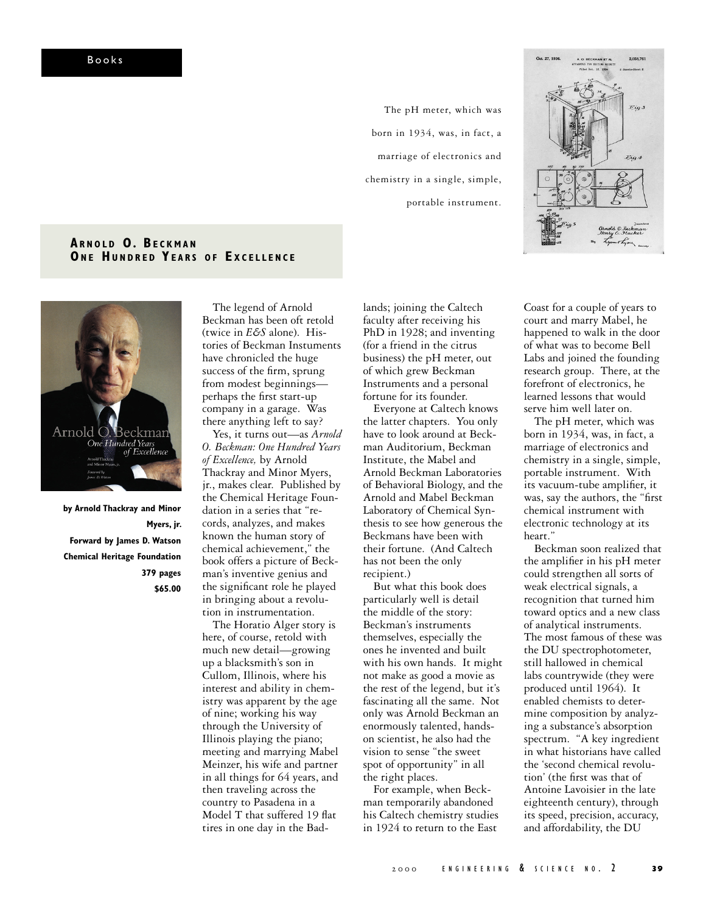Books

The pH meter, which was born in 1934, was, in fact, a marriage of electronics and chemistry in a single, simple, portable instrument.

## Arnold O. Beckman One Hundred Years of Excellence

**by Arnold Thackray and Minor Myers, jr.**
**Forward by James D. Watson**
**Chemical Heritage Foundation**
**379 pages**
**$65.00**

The legend of Arnold Beckman has been oft retold (twice in *E&S* alone). Histories of Beckman Instuments have chronicled the huge success of the firm, sprung from modest beginnings—perhaps the first start-up company in a garage. Was there anything left to say?

Yes, it turns out—as *Arnold O. Beckman: One Hundred Years of Excellence,* by Arnold Thackray and Minor Myers, jr., makes clear. Published by the Chemical Heritage Foundation in a series that "records, analyzes, and makes known the human story of chemical achievement," the book offers a picture of Beckman's inventive genius and the significant role he played in bringing about a revolution in instrumentation.

The Horatio Alger story is here, of course, retold with much new detail—growing up a blacksmith's son in Cullom, Illinois, where his interest and ability in chemistry was apparent by the age of nine; working his way through the University of Illinois playing the piano; meeting and marrying Mabel Meinzer, his wife and partner in all things for 64 years, and then traveling across the country to Pasadena in a Model T that suffered 19 flat tires in one day in the Badlands; joining the Caltech faculty after receiving his PhD in 1928; and inventing (for a friend in the citrus business) the pH meter, out of which grew Beckman Instruments and a personal fortune for its founder.

Everyone at Caltech knows the latter chapters. You only have to look around at Beckman Auditorium, Beckman Institute, the Mabel and Arnold Beckman Laboratories of Behavioral Biology, and the Arnold and Mabel Beckman Laboratory of Chemical Synthesis to see how generous the Beckmans have been with their fortune. (And Caltech has not been the only recipient.)

But what this book does particularly well is detail the middle of the story: Beckman's instruments themselves, especially the ones he invented and built with his own hands. It might not make as good a movie as the rest of the legend, but it's fascinating all the same. Not only was Arnold Beckman an enormously talented, hands-on scientist, he also had the vision to sense "the sweet spot of opportunity" in all the right places.

For example, when Beckman temporarily abandoned his Caltech chemistry studies in 1924 to return to the East Coast for a couple of years to court and marry Mabel, he happened to walk in the door of what was to become Bell Labs and joined the founding research group. There, at the forefront of electronics, he learned lessons that would serve him well later on.

The pH meter, which was born in 1934, was, in fact, a marriage of electronics and chemistry in a single, simple, portable instrument. With its vacuum-tube amplifier, it was, say the authors, the "first chemical instrument with electronic technology at its heart."

Beckman soon realized that the amplifier in his pH meter could strengthen all sorts of weak electrical signals, a recognition that turned him toward optics and a new class of analytical instruments. The most famous of these was the DU spectrophotometer, still hallowed in chemical labs countrywide (they were produced until 1964). It enabled chemists to determine composition by analyzing a substance's absorption spectrum. "A key ingredient in what historians have called the 'second chemical revolution' (the first was that of Antoine Lavoisier in the late eighteenth century), through its speed, precision, accuracy, and affordability, the DU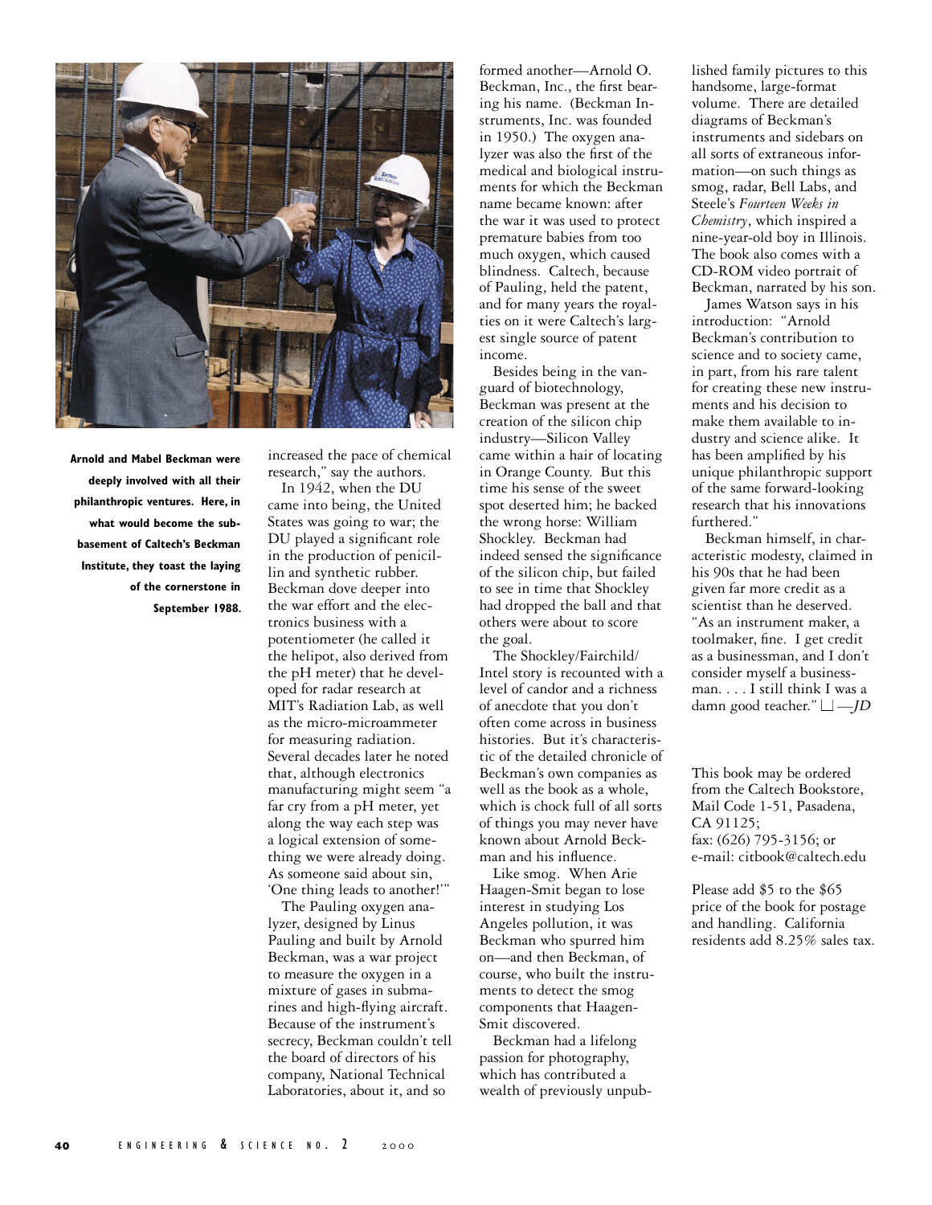Arnold and Mabel Beckman were deeply involved with all their philanthropic ventures. Here, in what would become the subbasement of Caltech's Beckman Institute, they toast the laying of the cornerstone in September 1988.

increased the pace of chemical research," say the authors.

In 1942, when the DU came into being, the United States was going to war; the DU played a significant role in the production of penicillin and synthetic rubber. Beckman dove deeper into the war effort and the electronics business with a potentiometer (he called it the helipot, also derived from the pH meter) that he developed for radar research at MIT's Radiation Lab, as well as the micro-microammeter for measuring radiation. Several decades later he noted that, although electronics manufacturing might seem "a far cry from a pH meter, yet along the way each step was a logical extension of something we were already doing. As someone said about sin, 'One thing leads to another!'"

The Pauling oxygen analyzer, designed by Linus Pauling and built by Arnold Beckman, was a war project to measure the oxygen in a mixture of gases in submarines and high-flying aircraft. Because of the instrument's secrecy, Beckman couldn't tell the board of directors of his company, National Technical Laboratories, about it, and so formed another—Arnold O. Beckman, Inc., the first bearing his name. (Beckman Instruments, Inc. was founded in 1950.) The oxygen analyzer was also the first of the medical and biological instruments for which the Beckman name became known: after the war it was used to protect premature babies from too much oxygen, which caused blindness. Caltech, because of Pauling, held the patent, and for many years the royalties on it were Caltech's largest single source of patent income.

Besides being in the vanguard of biotechnology, Beckman was present at the creation of the silicon chip industry—Silicon Valley came within a hair of locating in Orange County. But this time his sense of the sweet spot deserted him; he backed the wrong horse: William Shockley. Beckman had indeed sensed the significance of the silicon chip, but failed to see in time that Shockley had dropped the ball and that others were about to score the goal.

The Shockley/Fairchild/Intel story is recounted with a level of candor and a richness of anecdote that you don't often come across in business histories. But it's characteristic of the detailed chronicle of Beckman's own companies as well as the book as a whole, which is chock full of all sorts of things you may never have known about Arnold Beckman and his influence.

Like smog. When Arie Haagen-Smit began to lose interest in studying Los Angeles pollution, it was Beckman who spurred him on—and then Beckman, of course, who built the instruments to detect the smog components that Haagen-Smit discovered.

Beckman had a lifelong passion for photography, which has contributed a wealth of previously unpublished family pictures to this handsome, large-format volume. There are detailed diagrams of Beckman's instruments and sidebars on all sorts of extraneous information—on such things as smog, radar, Bell Labs, and Steele's *Fourteen Weeks in Chemistry*, which inspired a nine-year-old boy in Illinois. The book also comes with a CD-ROM video portrait of Beckman, narrated by his son.

James Watson says in his introduction: "Arnold Beckman's contribution to science and to society came, in part, from his rare talent for creating these new instruments and his decision to make them available to industry and science alike. It has been amplified by his unique philanthropic support of the same forward-looking research that his innovations furthered."

Beckman himself, in characteristic modesty, claimed in his 90s that he had been given far more credit as a scientist than he deserved. "As an instrument maker, a toolmaker, fine. I get credit as a businessman, and I don't consider myself a businessman. . . . I still think I was a damn good teacher." □ *—JD*

This book may be ordered from the Caltech Bookstore, Mail Code 1-51, Pasadena, CA 91125; fax: (626) 795-3156; or e-mail: citbook@caltech.edu

Please add $5 to the $65 price of the book for postage and handling. California residents add 8.25% sales tax.